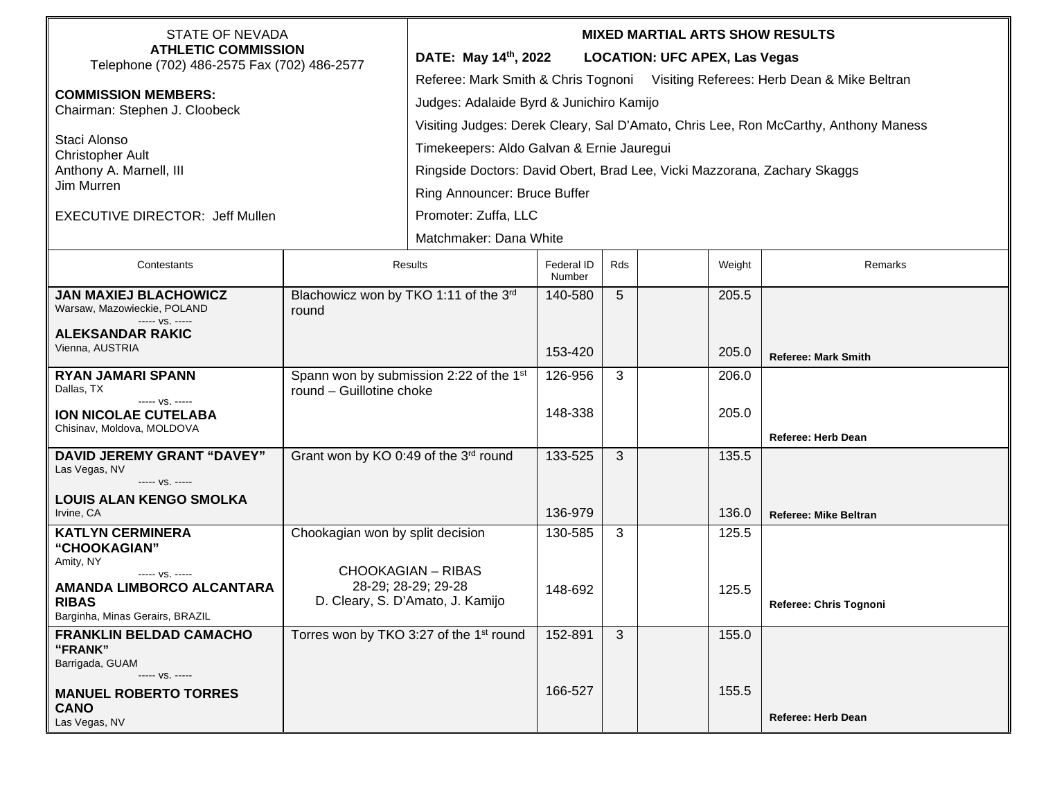STATE OF NEVADA
**ATHLETIC COMMISSION**
Telephone (702) 486-2575 Fax (702) 486-2577

**COMMISSION MEMBERS:**
Chairman: Stephen J. Cloobeck

Staci Alonso
Christopher Ault
Anthony A. Marnell, III
Jim Murren

EXECUTIVE DIRECTOR: Jeff Mullen

**MIXED MARTIAL ARTS SHOW RESULTS**

**DATE: May 14th, 2022 LOCATION: UFC APEX, Las Vegas**

Referee: Mark Smith & Chris Tognoni Visiting Referees: Herb Dean & Mike Beltran

Judges: Adalaide Byrd & Junichiro Kamijo

Visiting Judges: Derek Cleary, Sal D'Amato, Chris Lee, Ron McCarthy, Anthony Maness

Timekeepers: Aldo Galvan & Ernie Jauregui

Ringside Doctors: David Obert, Brad Lee, Vicki Mazzorana, Zachary Skaggs

Ring Announcer: Bruce Buffer

Promoter: Zuffa, LLC

Matchmaker: Dana White

| Contestants | Results | Federal ID Number | Rds | | Weight | Remarks |
|---|---|---|---|---|---|---|
| **JAN MAXIEJ BLACHOWICZ**<br>Warsaw, Mazowieckie, POLAND<br>----- vs. -----<br>**ALEKSANDAR RAKIC**<br>Vienna, AUSTRIA | Blachowicz won by TKO 1:11 of the 3rd round | 140-580<br><br>153-420 | 5 | | 205.5<br><br>205.0 | **Referee: Mark Smith** |
| **RYAN JAMARI SPANN**<br>Dallas, TX<br>----- vs. -----<br>**ION NICOLAE CUTELABA**<br>Chisinav, Moldova, MOLDOVA | Spann won by submission 2:22 of the 1st round – Guillotine choke | 126-956<br><br>148-338 | 3 | | 206.0<br><br>205.0 | **Referee: Herb Dean** |
| **DAVID JEREMY GRANT "DAVEY"**<br>Las Vegas, NV<br>----- vs. -----<br>**LOUIS ALAN KENGO SMOLKA**<br>Irvine, CA | Grant won by KO 0:49 of the 3rd round | 133-525<br><br>136-979 | 3 | | 135.5<br><br>136.0 | **Referee: Mike Beltran** |
| **KATLYN CERMINERA "CHOOKAGIAN"**<br>Amity, NY<br>----- vs. -----<br>**AMANDA LIMBORCO ALCANTARA RIBAS**<br>Barginha, Minas Gerairs, BRAZIL | Chookagian won by split decision<br><br>CHOOKAGIAN – RIBAS<br>28-29; 28-29; 29-28<br>D. Cleary, S. D'Amato, J. Kamijo | 130-585<br><br>148-692 | 3 | | 125.5<br><br>125.5 | **Referee: Chris Tognoni** |
| **FRANKLIN BELDAD CAMACHO "FRANK"**<br>Barrigada, GUAM<br>----- vs. -----<br>**MANUEL ROBERTO TORRES CANO**<br>Las Vegas, NV | Torres won by TKO 3:27 of the 1st round | 152-891<br><br>166-527 | 3 | | 155.0<br><br>155.5 | **Referee: Herb Dean** |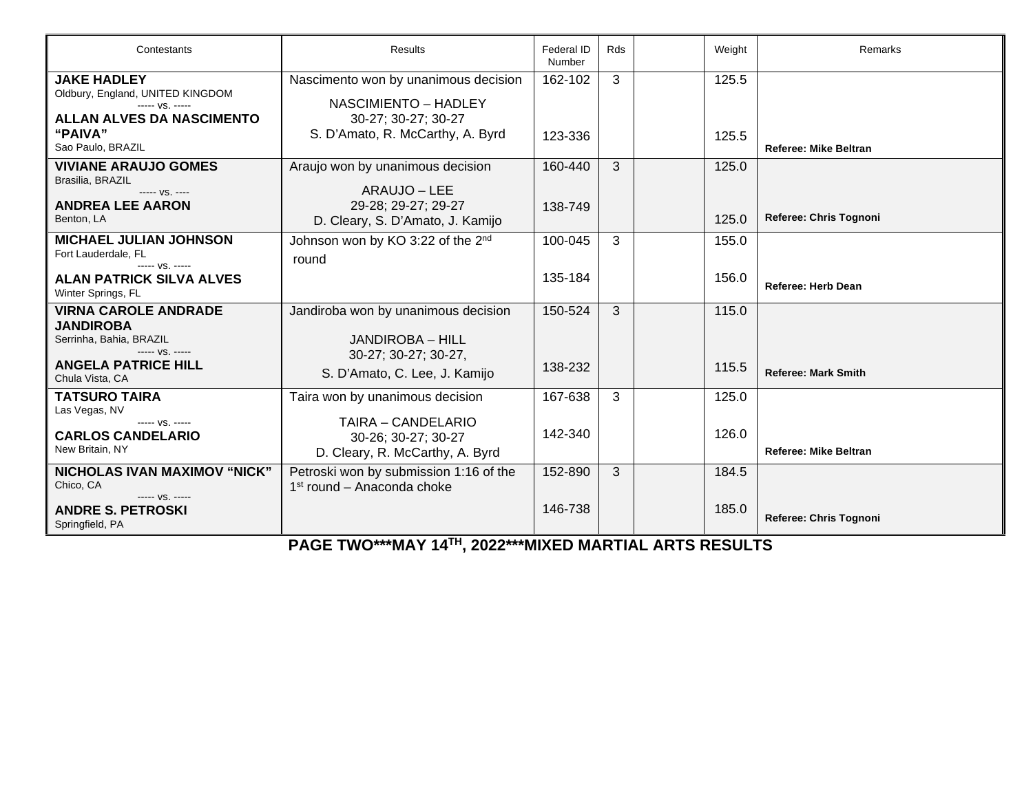| Contestants | Results | Federal ID Number | Rds | | Weight | Remarks |
|---|---|---|---|---|---|---|
| **JAKE HADLEY** Oldbury, England, UNITED KINGDOM ----- vs. ----- **ALLAN ALVES DA NASCIMENTO "PAIVA"** Sao Paulo, BRAZIL | Nascimento won by unanimous decision NASCIMIENTO – HADLEY 30-27; 30-27; 30-27 S. D'Amato, R. McCarthy, A. Byrd | 162-102 123-336 | 3 | | 125.5 125.5 | **Referee: Mike Beltran** |
| **VIVIANE ARAUJO GOMES** Brasilia, BRAZIL ----- vs. ---- **ANDREA LEE AARON** Benton, LA | Araujo won by unanimous decision ARAUJO – LEE 29-28; 29-27; 29-27 D. Cleary, S. D'Amato, J. Kamijo | 160-440 138-749 | 3 | | 125.0 125.0 | **Referee: Chris Tognoni** |
| **MICHAEL JULIAN JOHNSON** Fort Lauderdale, FL ----- vs. ----- **ALAN PATRICK SILVA ALVES** Winter Springs, FL | Johnson won by KO 3:22 of the 2nd round | 100-045 135-184 | 3 | | 155.0 156.0 | **Referee: Herb Dean** |
| **VIRNA CAROLE ANDRADE JANDIROBA** Serrinha, Bahia, BRAZIL ----- vs. ----- **ANGELA PATRICE HILL** Chula Vista, CA | Jandiroba won by unanimous decision JANDIROBA – HILL 30-27; 30-27; 30-27, S. D'Amato, C. Lee, J. Kamijo | 150-524 138-232 | 3 | | 115.0 115.5 | **Referee: Mark Smith** |
| **TATSURO TAIRA** Las Vegas, NV ----- vs. ----- **CARLOS CANDELARIO** New Britain, NY | Taira won by unanimous decision TAIRA – CANDELARIO 30-26; 30-27; 30-27 D. Cleary, R. McCarthy, A. Byrd | 167-638 142-340 | 3 | | 125.0 126.0 | **Referee: Mike Beltran** |
| **NICHOLAS IVAN MAXIMOV "NICK"** Chico, CA ----- vs. ----- **ANDRE S. PETROSKI** Springfield, PA | Petroski won by submission 1:16 of the 1st round – Anaconda choke | 152-890 146-738 | 3 | | 184.5 185.0 | **Referee: Chris Tognoni** |

**PAGE TWO***MAY 14TH, 2022***MIXED MARTIAL ARTS RESULTS**